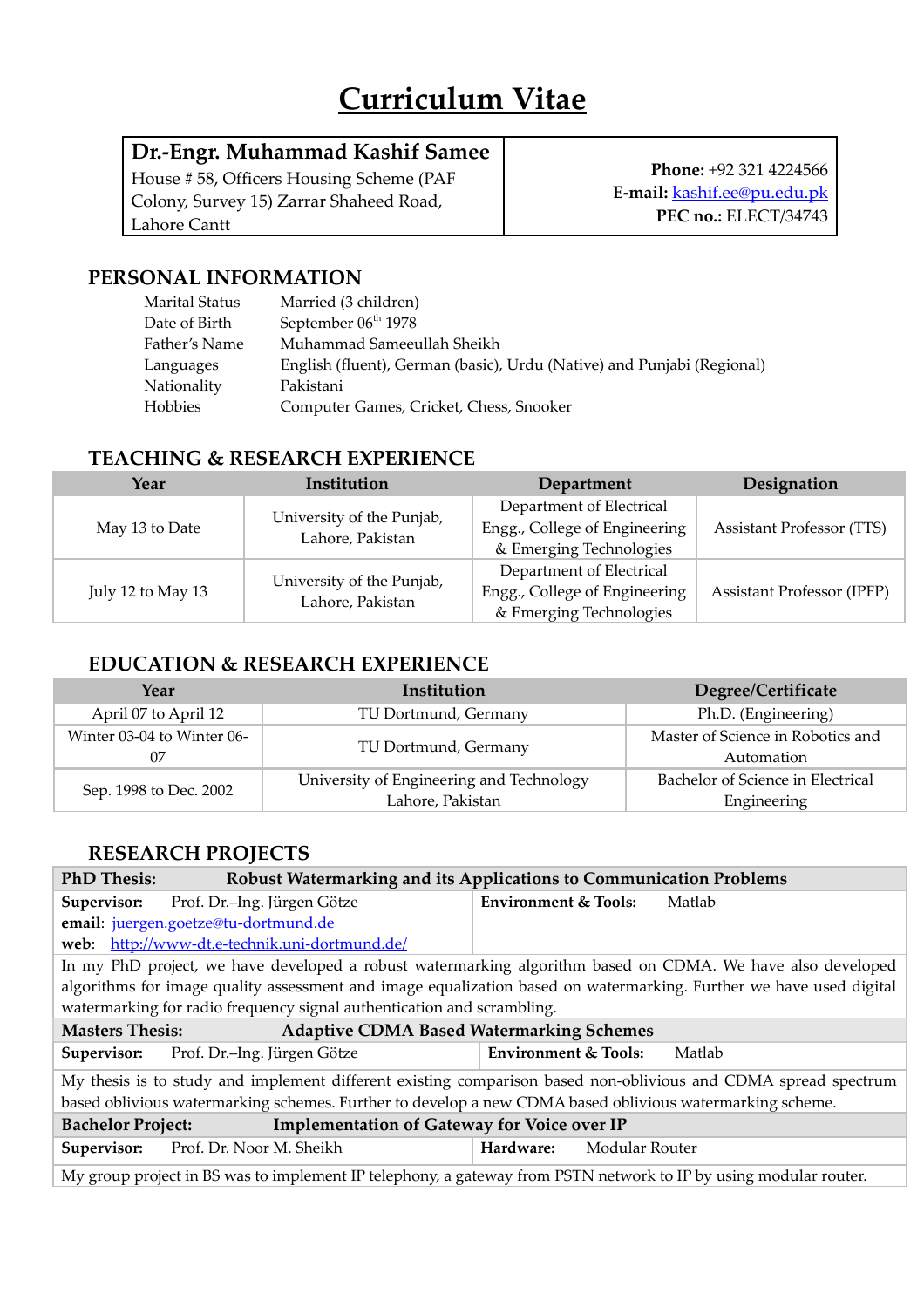# Curriculum Vitae

| **Dr.-Engr. Muhammad Kashif Samee**<br>House # 58, Officers Housing Scheme (PAF Colony, Survey 15) Zarrar Shaheed Road, Lahore Cantt | **Phone:** +92 321 4224566<br>**E-mail:** kashif.ee@pu.edu.pk<br>**PEC no.:** ELECT/34743 |
|---|---|

## PERSONAL INFORMATION

| | |
|---|---|
| Marital Status | Married (3 children) |
| Date of Birth | September 06th 1978 |
| Father's Name | Muhammad Sameeullah Sheikh |
| Languages | English (fluent), German (basic), Urdu (Native) and Punjabi (Regional) |
| Nationality | Pakistani |
| Hobbies | Computer Games, Cricket, Chess, Snooker |

## TEACHING & RESEARCH EXPERIENCE

| Year | Institution | Department | Designation |
|---|---|---|---|
| May 13 to Date | University of the Punjab, Lahore, Pakistan | Department of Electrical Engg., College of Engineering & Emerging Technologies | Assistant Professor (TTS) |
| July 12 to May 13 | University of the Punjab, Lahore, Pakistan | Department of Electrical Engg., College of Engineering & Emerging Technologies | Assistant Professor (IPFP) |

## EDUCATION & RESEARCH EXPERIENCE

| Year | Institution | Degree/Certificate |
|---|---|---|
| April 07 to April 12 | TU Dortmund, Germany | Ph.D. (Engineering) |
| Winter 03-04 to Winter 06-07 | TU Dortmund, Germany | Master of Science in Robotics and Automation |
| Sep. 1998 to Dec. 2002 | University of Engineering and Technology Lahore, Pakistan | Bachelor of Science in Electrical Engineering |

## RESEARCH PROJECTS

**PhD Thesis:** **Robust Watermarking and its Applications to Communication Problems**

**Supervisor:** Prof. Dr.–Ing. Jürgen Götze
**email**: juergen.goetze@tu-dortmund.de
**web**: http://www-dt.e-technik.uni-dortmund.de/

**Environment & Tools:** Matlab

In my PhD project, we have developed a robust watermarking algorithm based on CDMA. We have also developed algorithms for image quality assessment and image equalization based on watermarking. Further we have used digital watermarking for radio frequency signal authentication and scrambling.

**Masters Thesis:** **Adaptive CDMA Based Watermarking Schemes**

**Supervisor:** Prof. Dr.–Ing. Jürgen Götze

**Environment & Tools:** Matlab

My thesis is to study and implement different existing comparison based non-oblivious and CDMA spread spectrum based oblivious watermarking schemes. Further to develop a new CDMA based oblivious watermarking scheme.

**Bachelor Project:** **Implementation of Gateway for Voice over IP**

**Supervisor:** Prof. Dr. Noor M. Sheikh

**Hardware:** Modular Router

My group project in BS was to implement IP telephony, a gateway from PSTN network to IP by using modular router.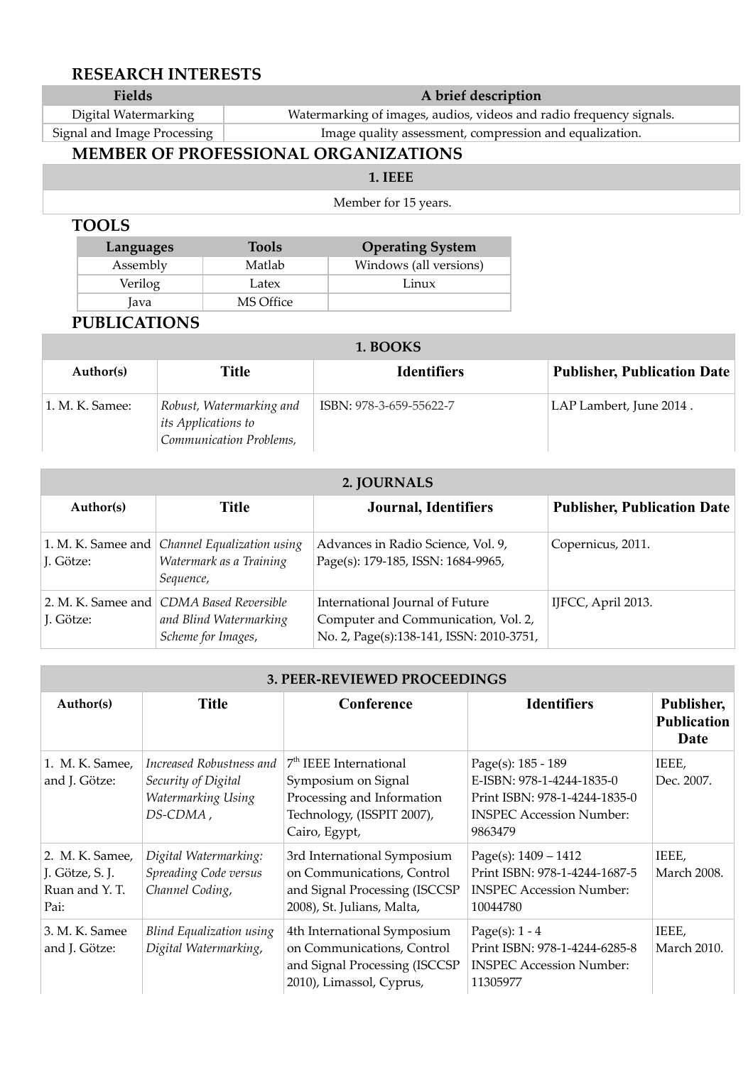## RESEARCH INTERESTS

| Fields | A brief description |
|---|---|
| Digital Watermarking | Watermarking of images, audios, videos and radio frequency signals. |
| Signal and Image Processing | Image quality assessment, compression and equalization. |

## MEMBER OF PROFESSIONAL ORGANIZATIONS

| 1. IEEE |
|---|
| Member for 15 years. |

## TOOLS

| Languages | Tools | Operating System |
|---|---|---|
| Assembly | Matlab | Windows (all versions) |
| Verilog | Latex | Linux |
| Java | MS Office | |

## PUBLICATIONS

### 1. BOOKS

| Author(s) | Title | Identifiers | Publisher, Publication Date |
|---|---|---|---|
| 1. M. K. Samee: | *Robust, Watermarking and its Applications to Communication Problems,* | ISBN: 978-3-659-55622-7 | LAP Lambert, June 2014 . |

### 2. JOURNALS

| Author(s) | Title | Journal, Identifiers | Publisher, Publication Date |
|---|---|---|---|
| 1. M. K. Samee and J. Götze: | *Channel Equalization using Watermark as a Training Sequence,* | Advances in Radio Science, Vol. 9, Page(s): 179-185, ISSN: 1684-9965, | Copernicus, 2011. |
| 2. M. K. Samee and J. Götze: | *CDMA Based Reversible and Blind Watermarking Scheme for Images,* | International Journal of Future Computer and Communication, Vol. 2, No. 2, Page(s):138-141, ISSN: 2010-3751, | IJFCC, April 2013. |

### 3. PEER-REVIEWED PROCEEDINGS

| Author(s) | Title | Conference | Identifiers | Publisher, Publication Date |
|---|---|---|---|---|
| 1. M. K. Samee, and J. Götze: | *Increased Robustness and Security of Digital Watermarking Using DS-CDMA ,* | 7th IEEE International Symposium on Signal Processing and Information Technology, (ISSPIT 2007), Cairo, Egypt, | Page(s): 185 - 189 E-ISBN: 978-1-4244-1835-0 Print ISBN: 978-1-4244-1835-0 INSPEC Accession Number: 9863479 | IEEE, Dec. 2007. |
| 2. M. K. Samee, J. Götze, S. J. Ruan and Y. T. Pai: | *Digital Watermarking: Spreading Code versus Channel Coding,* | 3rd International Symposium on Communications, Control and Signal Processing (ISCCSP 2008), St. Julians, Malta, | Page(s): 1409 – 1412 Print ISBN: 978-1-4244-1687-5 INSPEC Accession Number: 10044780 | IEEE, March 2008. |
| 3. M. K. Samee and J. Götze: | *Blind Equalization using Digital Watermarking,* | 4th International Symposium on Communications, Control and Signal Processing (ISCCSP 2010), Limassol, Cyprus, | Page(s): 1 - 4 Print ISBN: 978-1-4244-6285-8 INSPEC Accession Number: 11305977 | IEEE, March 2010. |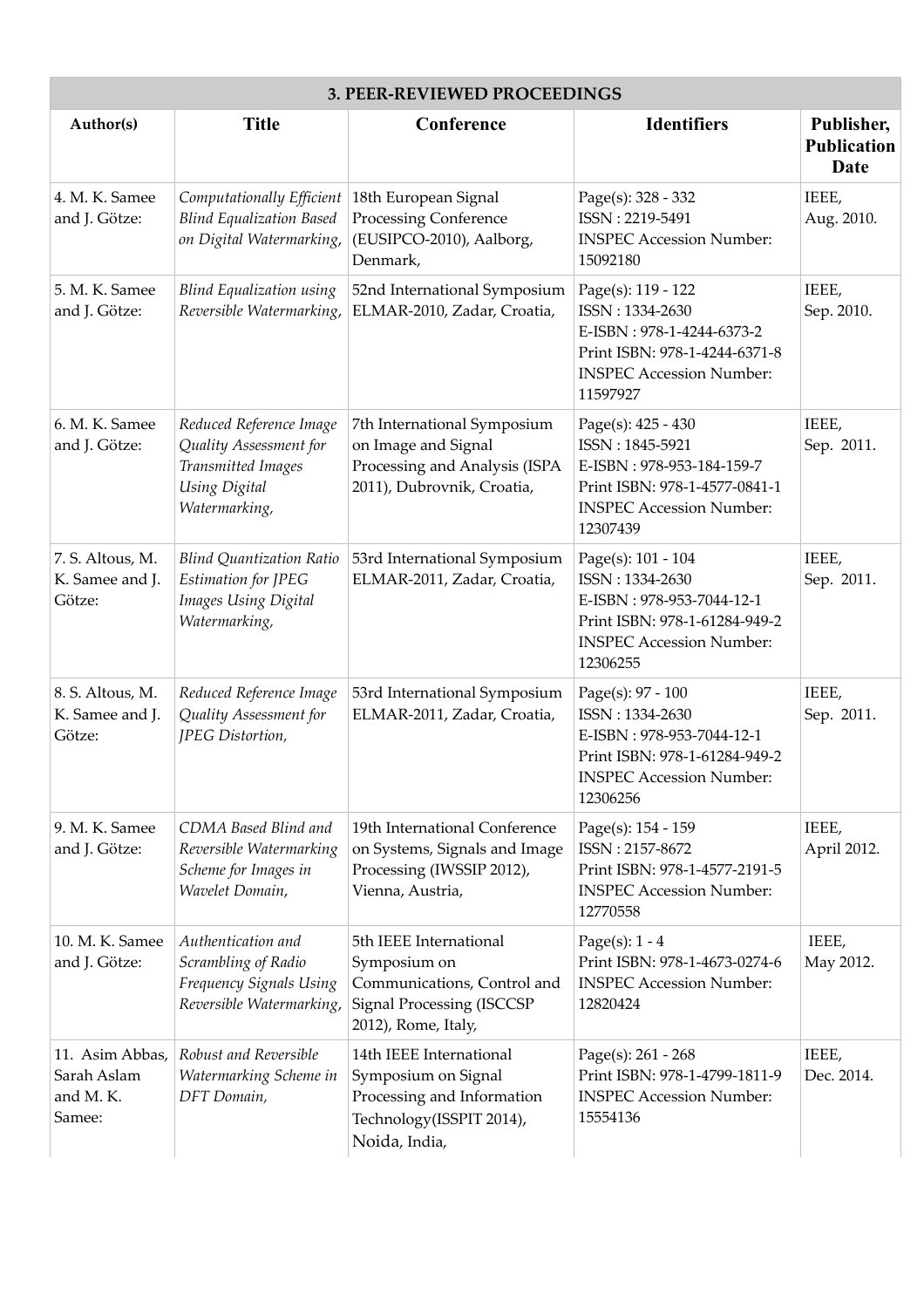| 3. PEER-REVIEWED PROCEEDINGS | | | | |
|---|---|---|---|---|
| **Author(s)** | **Title** | **Conference** | **Identifiers** | **Publisher, Publication Date** |
| 4. M. K. Samee and J. Götze: | *Computationally Efficient Blind Equalization Based on Digital Watermarking,* | 18th European Signal Processing Conference (EUSIPCO-2010), Aalborg, Denmark, | Page(s): 328 - 332<br>ISSN : 2219-5491<br>INSPEC Accession Number: 15092180 | IEEE, Aug. 2010. |
| 5. M. K. Samee and J. Götze: | *Blind Equalization using Reversible Watermarking,* | 52nd International Symposium ELMAR-2010, Zadar, Croatia, | Page(s): 119 - 122<br>ISSN : 1334-2630<br>E-ISBN : 978-1-4244-6373-2<br>Print ISBN: 978-1-4244-6371-8<br>INSPEC Accession Number: 11597927 | IEEE, Sep. 2010. |
| 6. M. K. Samee and J. Götze: | *Reduced Reference Image Quality Assessment for Transmitted Images Using Digital Watermarking,* | 7th International Symposium on Image and Signal Processing and Analysis (ISPA 2011), Dubrovnik, Croatia, | Page(s): 425 - 430<br>ISSN : 1845-5921<br>E-ISBN : 978-953-184-159-7<br>Print ISBN: 978-1-4577-0841-1<br>INSPEC Accession Number: 12307439 | IEEE, Sep. 2011. |
| 7. S. Altous, M. K. Samee and J. Götze: | *Blind Quantization Ratio Estimation for JPEG Images Using Digital Watermarking,* | 53rd International Symposium ELMAR-2011, Zadar, Croatia, | Page(s): 101 - 104<br>ISSN : 1334-2630<br>E-ISBN : 978-953-7044-12-1<br>Print ISBN: 978-1-61284-949-2<br>INSPEC Accession Number: 12306255 | IEEE, Sep. 2011. |
| 8. S. Altous, M. K. Samee and J. Götze: | *Reduced Reference Image Quality Assessment for JPEG Distortion,* | 53rd International Symposium ELMAR-2011, Zadar, Croatia, | Page(s): 97 - 100<br>ISSN : 1334-2630<br>E-ISBN : 978-953-7044-12-1<br>Print ISBN: 978-1-61284-949-2<br>INSPEC Accession Number: 12306256 | IEEE, Sep. 2011. |
| 9. M. K. Samee and J. Götze: | *CDMA Based Blind and Reversible Watermarking Scheme for Images in Wavelet Domain,* | 19th International Conference on Systems, Signals and Image Processing (IWSSIP 2012), Vienna, Austria, | Page(s): 154 - 159<br>ISSN : 2157-8672<br>Print ISBN: 978-1-4577-2191-5<br>INSPEC Accession Number: 12770558 | IEEE, April 2012. |
| 10. M. K. Samee and J. Götze: | *Authentication and Scrambling of Radio Frequency Signals Using Reversible Watermarking,* | 5th IEEE International Symposium on Communications, Control and Signal Processing (ISCCSP 2012), Rome, Italy, | Page(s): 1 - 4<br>Print ISBN: 978-1-4673-0274-6<br>INSPEC Accession Number: 12820424 | IEEE, May 2012. |
| 11. Asim Abbas, Sarah Aslam and M. K. Samee: | *Robust and Reversible Watermarking Scheme in DFT Domain,* | 14th IEEE International Symposium on Signal Processing and Information Technology(ISSPIT 2014), Noida, India, | Page(s): 261 - 268<br>Print ISBN: 978-1-4799-1811-9<br>INSPEC Accession Number: 15554136 | IEEE, Dec. 2014. |